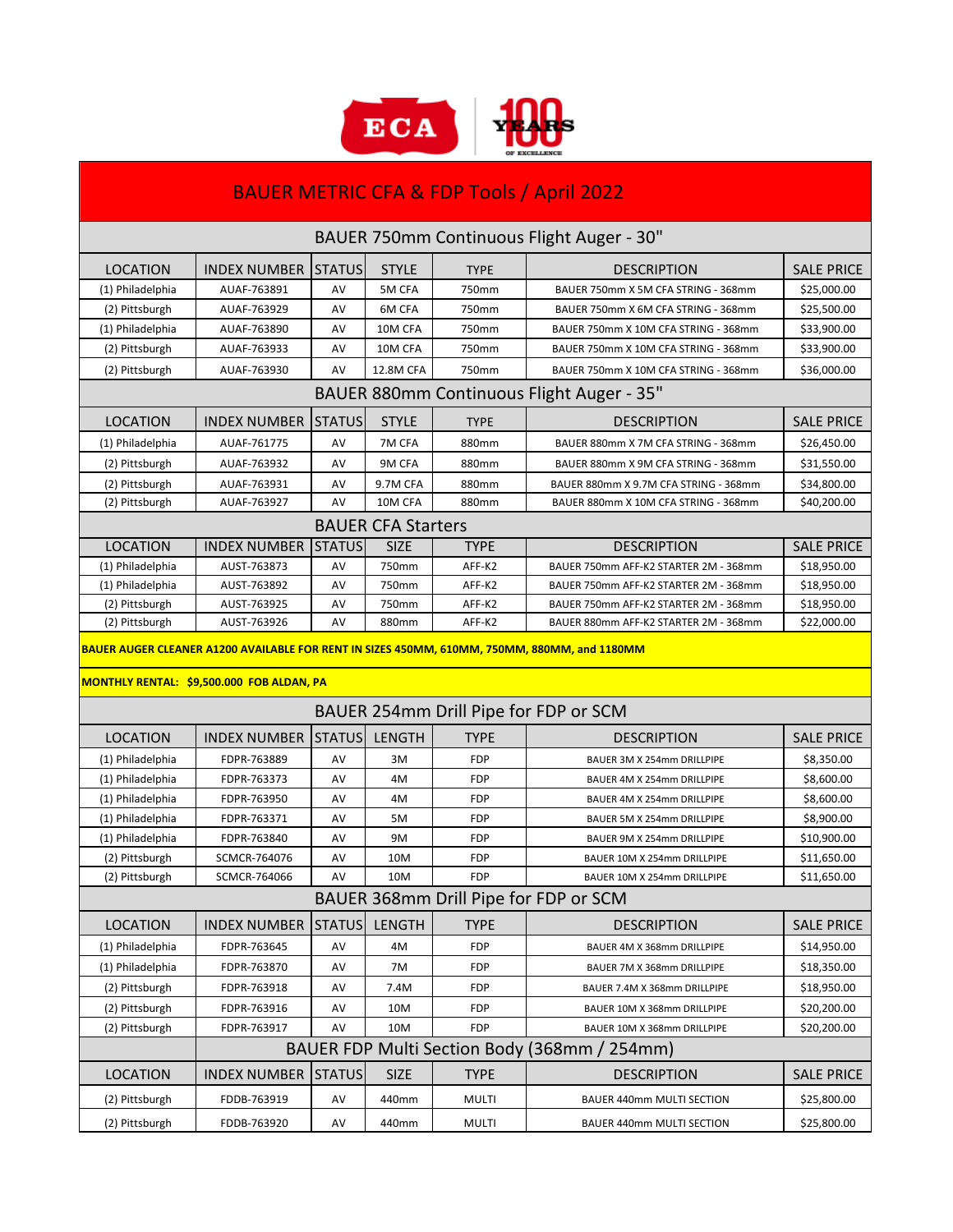ECA 100 YEARS OF EXCELLENCE

# BAUER METRIC CFA & FDP Tools / April 2022

## BAUER 750mm Continuous Flight Auger - 30"

| LOCATION | INDEX NUMBER | STATUS | STYLE | TYPE | DESCRIPTION | SALE PRICE |
|---|---|---|---|---|---|---|
| (1) Philadelphia | AUAF-763891 | AV | 5M CFA | 750mm | BAUER 750mm X 5M CFA STRING - 368mm | $25,000.00 |
| (2) Pittsburgh | AUAF-763929 | AV | 6M CFA | 750mm | BAUER 750mm X 6M CFA STRING - 368mm | $25,500.00 |
| (1) Philadelphia | AUAF-763890 | AV | 10M CFA | 750mm | BAUER 750mm X 10M CFA STRING - 368mm | $33,900.00 |
| (2) Pittsburgh | AUAF-763933 | AV | 10M CFA | 750mm | BAUER 750mm X 10M CFA STRING - 368mm | $33,900.00 |
| (2) Pittsburgh | AUAF-763930 | AV | 12.8M CFA | 750mm | BAUER 750mm X 10M CFA STRING - 368mm | $36,000.00 |

## BAUER 880mm Continuous Flight Auger - 35"

| LOCATION | INDEX NUMBER | STATUS | STYLE | TYPE | DESCRIPTION | SALE PRICE |
|---|---|---|---|---|---|---|
| (1) Philadelphia | AUAF-761775 | AV | 7M CFA | 880mm | BAUER 880mm X 7M CFA STRING - 368mm | $26,450.00 |
| (2) Pittsburgh | AUAF-763932 | AV | 9M CFA | 880mm | BAUER 880mm X 9M CFA STRING - 368mm | $31,550.00 |
| (2) Pittsburgh | AUAF-763931 | AV | 9.7M CFA | 880mm | BAUER 880mm X 9.7M CFA STRING - 368mm | $34,800.00 |
| (2) Pittsburgh | AUAF-763927 | AV | 10M CFA | 880mm | BAUER 880mm X 10M CFA STRING - 368mm | $40,200.00 |

## BAUER CFA Starters

| LOCATION | INDEX NUMBER | STATUS | SIZE | TYPE | DESCRIPTION | SALE PRICE |
|---|---|---|---|---|---|---|
| (1) Philadelphia | AUST-763873 | AV | 750mm | AFF-K2 | BAUER 750mm AFF-K2 STARTER 2M - 368mm | $18,950.00 |
| (1) Philadelphia | AUST-763892 | AV | 750mm | AFF-K2 | BAUER 750mm AFF-K2 STARTER 2M - 368mm | $18,950.00 |
| (2) Pittsburgh | AUST-763925 | AV | 750mm | AFF-K2 | BAUER 750mm AFF-K2 STARTER 2M - 368mm | $18,950.00 |
| (2) Pittsburgh | AUST-763926 | AV | 880mm | AFF-K2 | BAUER 880mm AFF-K2 STARTER 2M - 368mm | $22,000.00 |

**BAUER AUGER CLEANER A1200 AVAILABLE FOR RENT IN SIZES 450MM, 610MM, 750MM, 880MM, and 1180MM**

**MONTHLY RENTAL: $9,500.000 FOB ALDAN, PA**

## BAUER 254mm Drill Pipe for FDP or SCM

| LOCATION | INDEX NUMBER | STATUS | LENGTH | TYPE | DESCRIPTION | SALE PRICE |
|---|---|---|---|---|---|---|
| (1) Philadelphia | FDPR-763889 | AV | 3M | FDP | BAUER 3M X 254mm DRILLPIPE | $8,350.00 |
| (1) Philadelphia | FDPR-763373 | AV | 4M | FDP | BAUER 4M X 254mm DRILLPIPE | $8,600.00 |
| (1) Philadelphia | FDPR-763950 | AV | 4M | FDP | BAUER 4M X 254mm DRILLPIPE | $8,600.00 |
| (1) Philadelphia | FDPR-763371 | AV | 5M | FDP | BAUER 5M X 254mm DRILLPIPE | $8,900.00 |
| (1) Philadelphia | FDPR-763840 | AV | 9M | FDP | BAUER 9M X 254mm DRILLPIPE | $10,900.00 |
| (2) Pittsburgh | SCMCR-764076 | AV | 10M | FDP | BAUER 10M X 254mm DRILLPIPE | $11,650.00 |
| (2) Pittsburgh | SCMCR-764066 | AV | 10M | FDP | BAUER 10M X 254mm DRILLPIPE | $11,650.00 |

## BAUER 368mm Drill Pipe for FDP or SCM

| LOCATION | INDEX NUMBER | STATUS | LENGTH | TYPE | DESCRIPTION | SALE PRICE |
|---|---|---|---|---|---|---|
| (1) Philadelphia | FDPR-763645 | AV | 4M | FDP | BAUER 4M X 368mm DRILLPIPE | $14,950.00 |
| (1) Philadelphia | FDPR-763870 | AV | 7M | FDP | BAUER 7M X 368mm DRILLPIPE | $18,350.00 |
| (2) Pittsburgh | FDPR-763918 | AV | 7.4M | FDP | BAUER 7.4M X 368mm DRILLPIPE | $18,950.00 |
| (2) Pittsburgh | FDPR-763916 | AV | 10M | FDP | BAUER 10M X 368mm DRILLPIPE | $20,200.00 |
| (2) Pittsburgh | FDPR-763917 | AV | 10M | FDP | BAUER 10M X 368mm DRILLPIPE | $20,200.00 |

## BAUER FDP Multi Section Body (368mm / 254mm)

| LOCATION | INDEX NUMBER | STATUS | SIZE | TYPE | DESCRIPTION | SALE PRICE |
|---|---|---|---|---|---|---|
| (2) Pittsburgh | FDDB-763919 | AV | 440mm | MULTI | BAUER 440mm MULTI SECTION | $25,800.00 |
| (2) Pittsburgh | FDDB-763920 | AV | 440mm | MULTI | BAUER 440mm MULTI SECTION | $25,800.00 |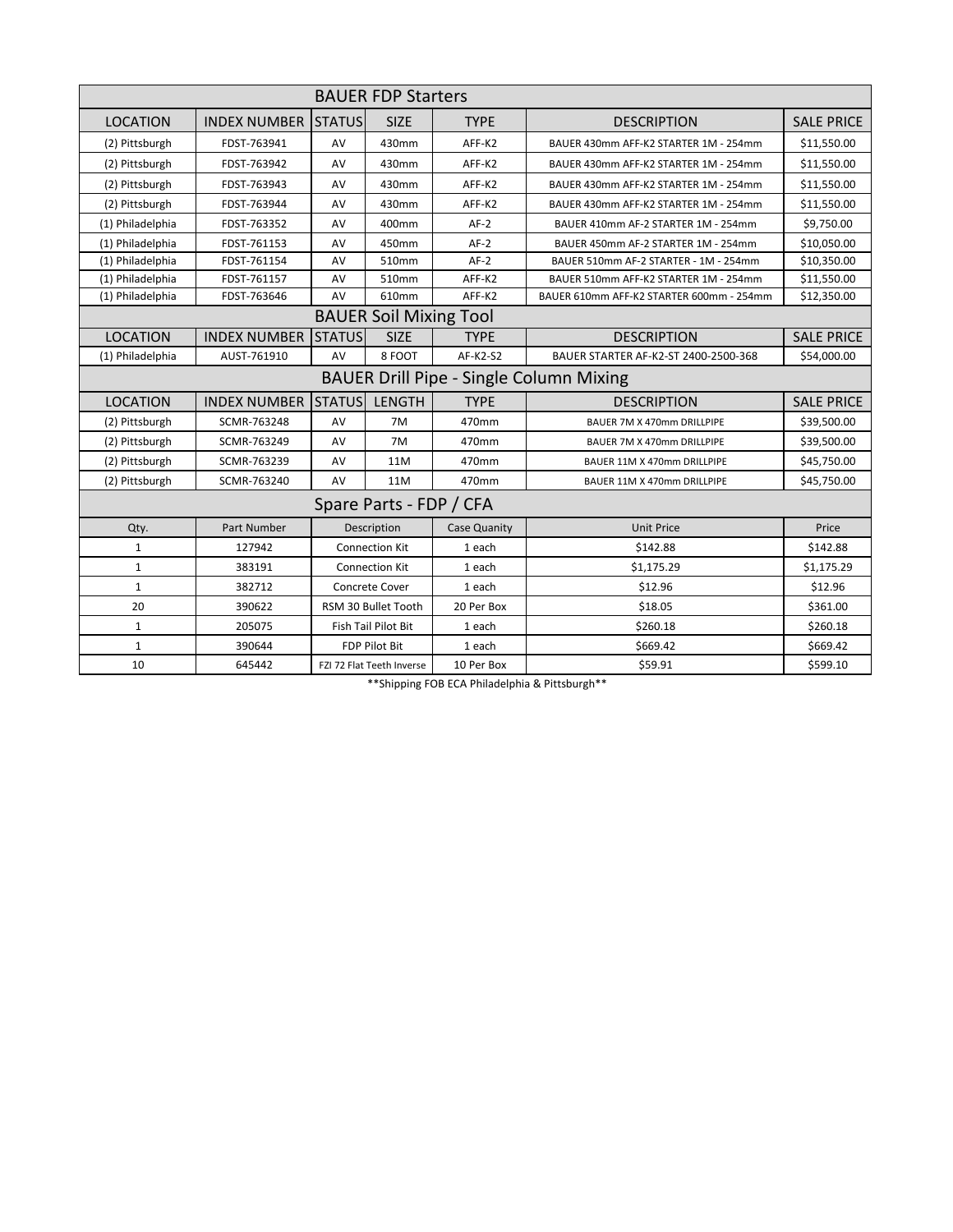## BAUER FDP Starters

| LOCATION | INDEX NUMBER | STATUS | SIZE | TYPE | DESCRIPTION | SALE PRICE |
|---|---|---|---|---|---|---|
| (2) Pittsburgh | FDST-763941 | AV | 430mm | AFF-K2 | BAUER 430mm AFF-K2 STARTER 1M - 254mm | $11,550.00 |
| (2) Pittsburgh | FDST-763942 | AV | 430mm | AFF-K2 | BAUER 430mm AFF-K2 STARTER 1M - 254mm | $11,550.00 |
| (2) Pittsburgh | FDST-763943 | AV | 430mm | AFF-K2 | BAUER 430mm AFF-K2 STARTER 1M - 254mm | $11,550.00 |
| (2) Pittsburgh | FDST-763944 | AV | 430mm | AFF-K2 | BAUER 430mm AFF-K2 STARTER 1M - 254mm | $11,550.00 |
| (1) Philadelphia | FDST-763352 | AV | 400mm | AF-2 | BAUER 410mm AF-2 STARTER 1M - 254mm | $9,750.00 |
| (1) Philadelphia | FDST-761153 | AV | 450mm | AF-2 | BAUER 450mm AF-2 STARTER 1M - 254mm | $10,050.00 |
| (1) Philadelphia | FDST-761154 | AV | 510mm | AF-2 | BAUER 510mm AF-2 STARTER - 1M - 254mm | $10,350.00 |
| (1) Philadelphia | FDST-761157 | AV | 510mm | AFF-K2 | BAUER 510mm AFF-K2 STARTER 1M - 254mm | $11,550.00 |
| (1) Philadelphia | FDST-763646 | AV | 610mm | AFF-K2 | BAUER 610mm AFF-K2 STARTER 600mm - 254mm | $12,350.00 |

## BAUER Soil Mixing Tool

| LOCATION | INDEX NUMBER | STATUS | SIZE | TYPE | DESCRIPTION | SALE PRICE |
|---|---|---|---|---|---|---|
| (1) Philadelphia | AUST-761910 | AV | 8 FOOT | AF-K2-S2 | BAUER STARTER AF-K2-ST 2400-2500-368 | $54,000.00 |

## BAUER Drill Pipe - Single Column Mixing

| LOCATION | INDEX NUMBER | STATUS | LENGTH | TYPE | DESCRIPTION | SALE PRICE |
|---|---|---|---|---|---|---|
| (2) Pittsburgh | SCMR-763248 | AV | 7M | 470mm | BAUER 7M X 470mm DRILLPIPE | $39,500.00 |
| (2) Pittsburgh | SCMR-763249 | AV | 7M | 470mm | BAUER 7M X 470mm DRILLPIPE | $39,500.00 |
| (2) Pittsburgh | SCMR-763239 | AV | 11M | 470mm | BAUER 11M X 470mm DRILLPIPE | $45,750.00 |
| (2) Pittsburgh | SCMR-763240 | AV | 11M | 470mm | BAUER 11M X 470mm DRILLPIPE | $45,750.00 |

## Spare Parts - FDP / CFA

| Qty. | Part Number | Description | Case Quanity | Unit Price | Price |
|---|---|---|---|---|---|
| 1 | 127942 | Connection Kit | 1 each | $142.88 | $142.88 |
| 1 | 383191 | Connection Kit | 1 each | $1,175.29 | $1,175.29 |
| 1 | 382712 | Concrete Cover | 1 each | $12.96 | $12.96 |
| 20 | 390622 | RSM 30 Bullet Tooth | 20 Per Box | $18.05 | $361.00 |
| 1 | 205075 | Fish Tail Pilot Bit | 1 each | $260.18 | $260.18 |
| 1 | 390644 | FDP Pilot Bit | 1 each | $669.42 | $669.42 |
| 10 | 645442 | FZI 72 Flat Teeth Inverse | 10 Per Box | $59.91 | $599.10 |

**Shipping FOB ECA Philadelphia & Pittsburgh**